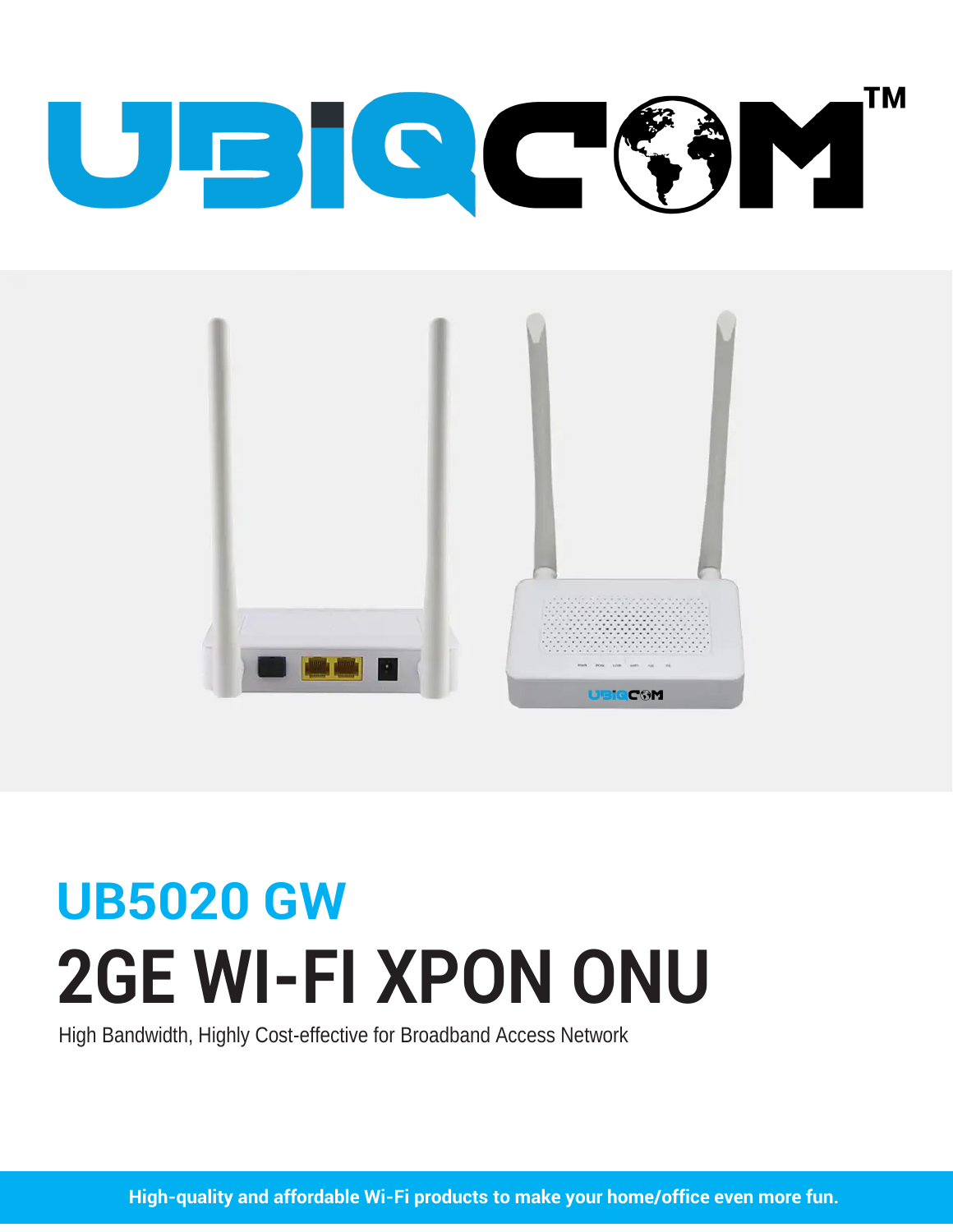# UB5020 GW

# 2GE WI-FI XPON ONU

High Bandwidth, Highly Cost-effective for Broadband Access Network

**High-quality and affordable Wi-Fi products to make your home/office even more fun.**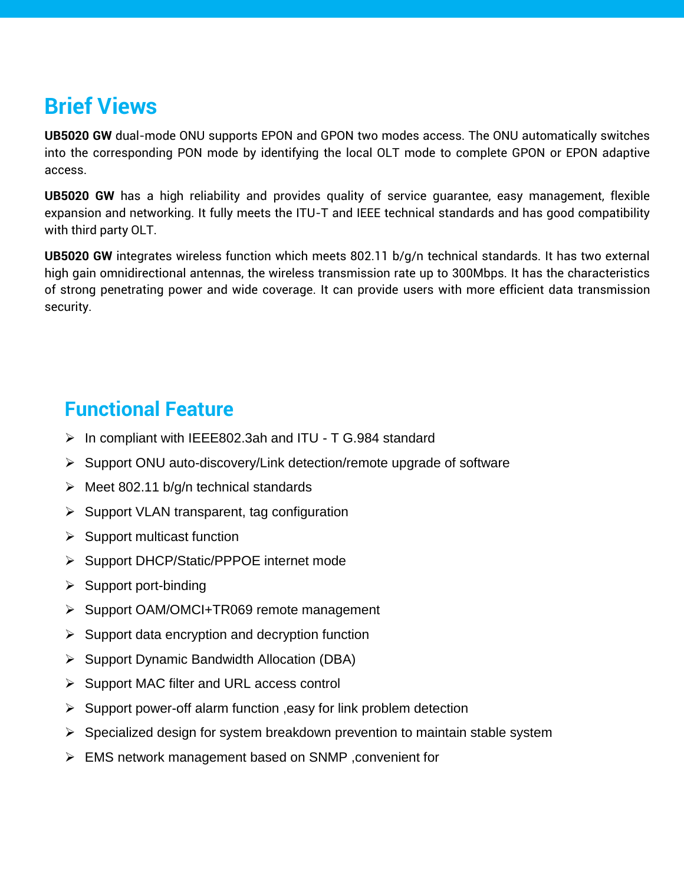## Brief Views

**UB5020 GW** dual-mode ONU supports EPON and GPON two modes access. The ONU automatically switches into the corresponding PON mode by identifying the local OLT mode to complete GPON or EPON adaptive access.

**UB5020 GW** has a high reliability and provides quality of service guarantee, easy management, flexible expansion and networking. It fully meets the ITU-T and IEEE technical standards and has good compatibility with third party OLT.

**UB5020 GW** integrates wireless function which meets 802.11 b/g/n technical standards. It has two external high gain omnidirectional antennas, the wireless transmission rate up to 300Mbps. It has the characteristics of strong penetrating power and wide coverage. It can provide users with more efficient data transmission security.

## Functional Feature

- In compliant with IEEE802.3ah and ITU - T G.984 standard
- Support ONU auto-discovery/Link detection/remote upgrade of software
- Meet 802.11 b/g/n technical standards
- Support VLAN transparent, tag configuration
- Support multicast function
- Support DHCP/Static/PPPOE internet mode
- Support port-binding
- Support OAM/OMCI+TR069 remote management
- Support data encryption and decryption function
- Support Dynamic Bandwidth Allocation (DBA)
- Support MAC filter and URL access control
- Support power-off alarm function ,easy for link problem detection
- Specialized design for system breakdown prevention to maintain stable system
- EMS network management based on SNMP ,convenient for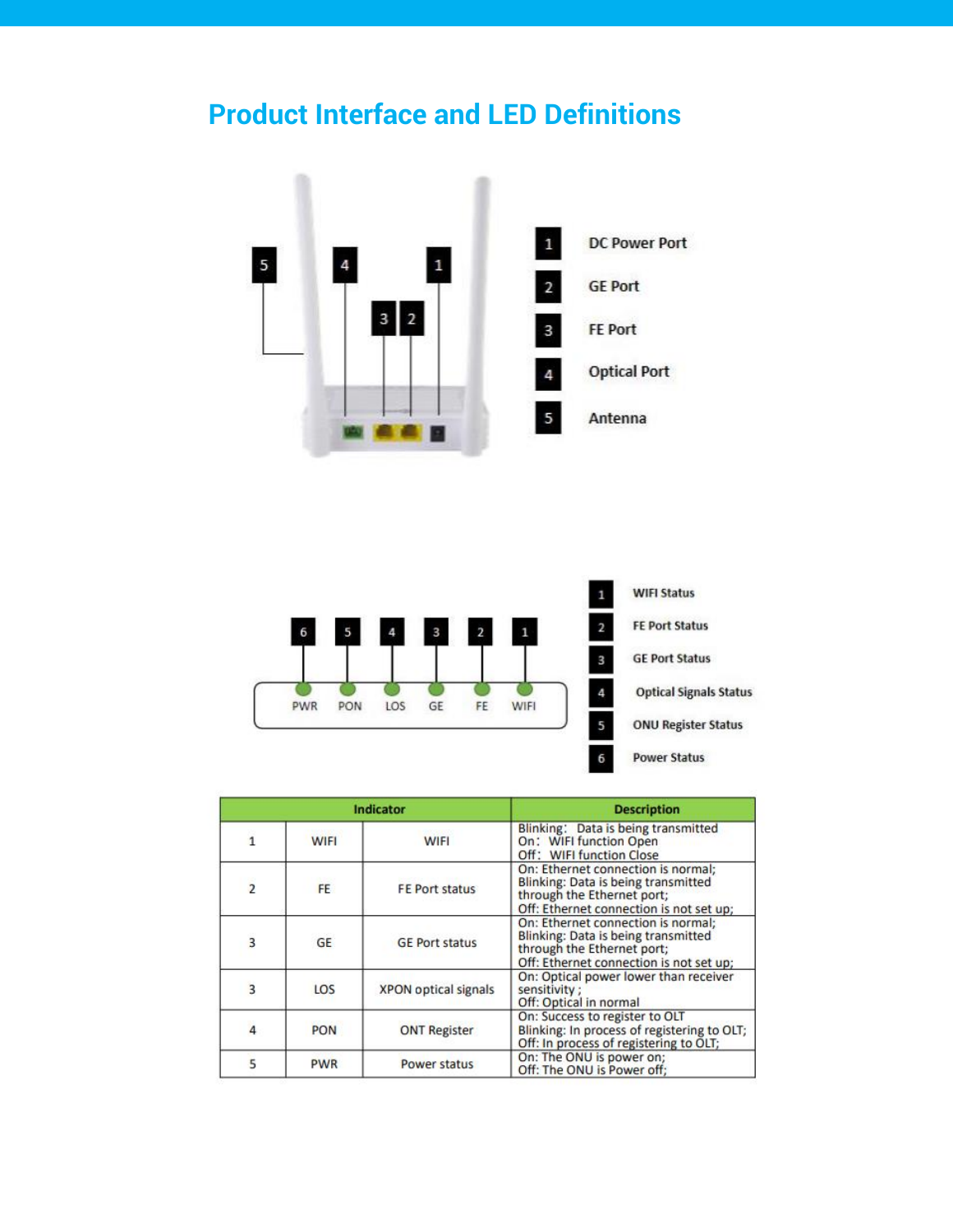# Product Interface and LED Definitions

| No. | Port |
|---|---|
| 1 | DC Power Port |
| 2 | GE Port |
| 3 | FE Port |
| 4 | Optical Port |
| 5 | Antenna |

PWR PON LOS GE FE WIFI

| No. | LED |
|---|---|
| 1 | WIFI Status |
| 2 | FE Port Status |
| 3 | GE Port Status |
| 4 | Optical Signals Status |
| 5 | ONU Register Status |
| 6 | Power Status |

| Indicator | | | Description |
|---|---|---|---|
| 1 | WIFI | WIFI | Blinking: Data is being transmitted<br>On: WIFI function Open<br>Off: WIFI function Close |
| 2 | FE | FE Port status | On: Ethernet connection is normal;<br>Blinking: Data is being transmitted through the Ethernet port;<br>Off: Ethernet connection is not set up; |
| 3 | GE | GE Port status | On: Ethernet connection is normal;<br>Blinking: Data is being transmitted through the Ethernet port;<br>Off: Ethernet connection is not set up; |
| 3 | LOS | XPON optical signals | On: Optical power lower than receiver sensitivity ;<br>Off: Optical in normal |
| 4 | PON | ONT Register | On: Success to register to OLT<br>Blinking: In process of registering to OLT;<br>Off: In process of registering to OLT; |
| 5 | PWR | Power status | On: The ONU is power on;<br>Off: The ONU is Power off; |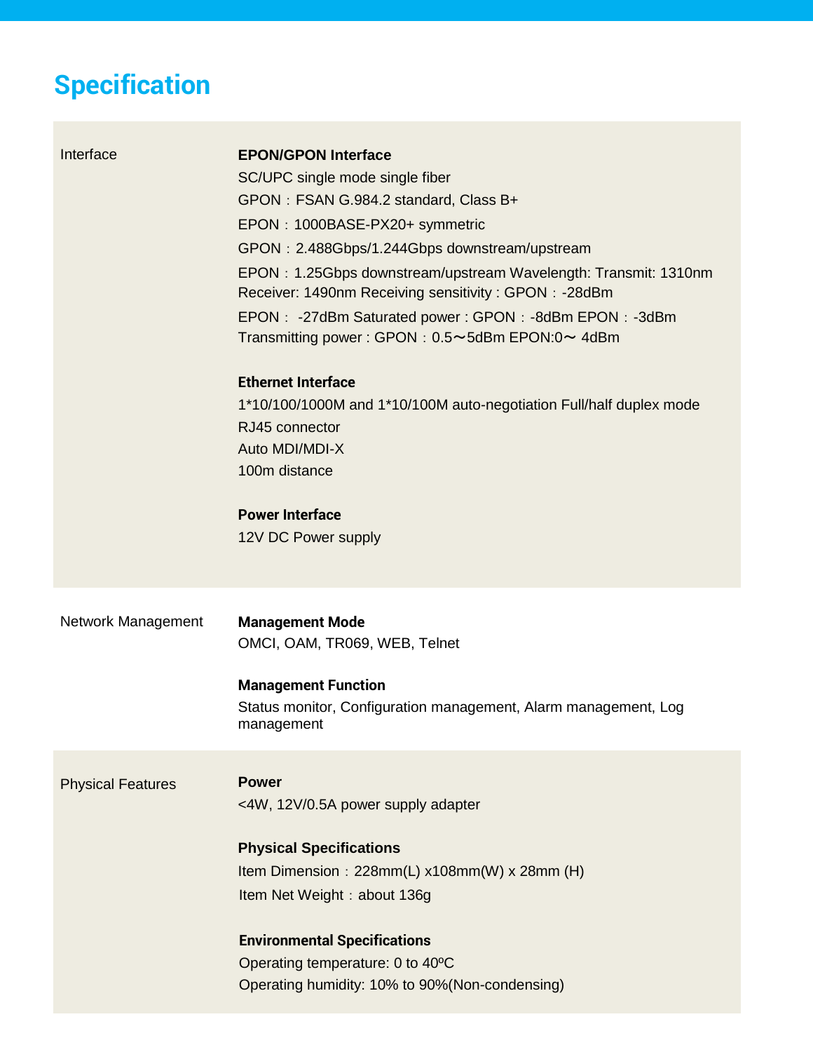# Specification

| | |
|---|---|
| Interface | **EPON/GPON Interface**<br>SC/UPC single mode single fiber<br>GPON：FSAN G.984.2 standard, Class B+<br>EPON：1000BASE-PX20+ symmetric<br>GPON：2.488Gbps/1.244Gbps downstream/upstream<br>EPON：1.25Gbps downstream/upstream Wavelength: Transmit: 1310nm Receiver: 1490nm Receiving sensitivity : GPON：-28dBm<br>EPON： -27dBm Saturated power : GPON：-8dBm EPON：-3dBm Transmitting power : GPON：0.5～5dBm EPON:0～ 4dBm<br><br>**Ethernet Interface**<br>1*10/100/1000M and 1*10/100M auto-negotiation Full/half duplex mode<br>RJ45 connector<br>Auto MDI/MDI-X<br>100m distance<br><br>**Power Interface**<br>12V DC Power supply |
| Network Management | **Management Mode**<br>OMCI, OAM, TR069, WEB, Telnet<br><br>**Management Function**<br>Status monitor, Configuration management, Alarm management, Log management |
| Physical Features | **Power**<br><4W, 12V/0.5A power supply adapter<br><br>**Physical Specifications**<br>Item Dimension：228mm(L) x108mm(W) x 28mm (H)<br>Item Net Weight：about 136g<br><br>**Environmental Specifications**<br>Operating temperature: 0 to 40ºC<br>Operating humidity: 10% to 90%(Non-condensing) |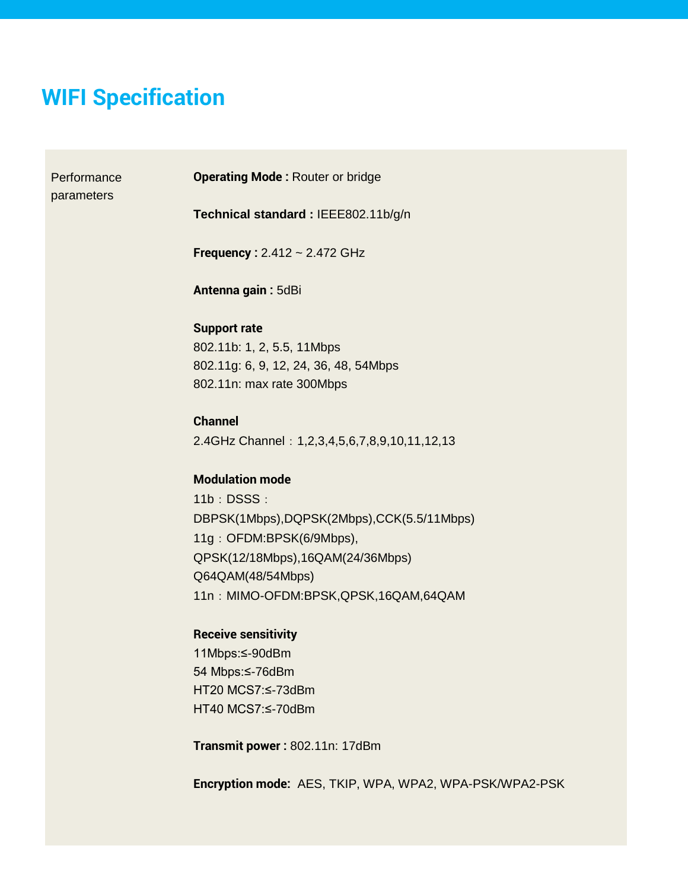# WIFI Specification

| Performance parameters | |
|---|---|
| | **Operating Mode :** Router or bridge |
| | **Technical standard :** IEEE802.11b/g/n |
| | **Frequency :** 2.412 ~ 2.472 GHz |
| | **Antenna gain :** 5dBi |
| | **Support rate**<br>802.11b: 1, 2, 5.5, 11Mbps<br>802.11g: 6, 9, 12, 24, 36, 48, 54Mbps<br>802.11n: max rate 300Mbps |
| | **Channel**<br>2.4GHz Channel：1,2,3,4,5,6,7,8,9,10,11,12,13 |
| | **Modulation mode**<br>11b：DSSS：<br>DBPSK(1Mbps),DQPSK(2Mbps),CCK(5.5/11Mbps)<br>11g：OFDM:BPSK(6/9Mbps),<br>QPSK(12/18Mbps),16QAM(24/36Mbps)<br>Q64QAM(48/54Mbps)<br>11n：MIMO-OFDM:BPSK,QPSK,16QAM,64QAM |
| | **Receive sensitivity**<br>11Mbps:≤-90dBm<br>54 Mbps:≤-76dBm<br>HT20 MCS7:≤-73dBm<br>HT40 MCS7:≤-70dBm |
| | **Transmit power :** 802.11n: 17dBm |
| | **Encryption mode:** AES, TKIP, WPA, WPA2, WPA-PSK/WPA2-PSK |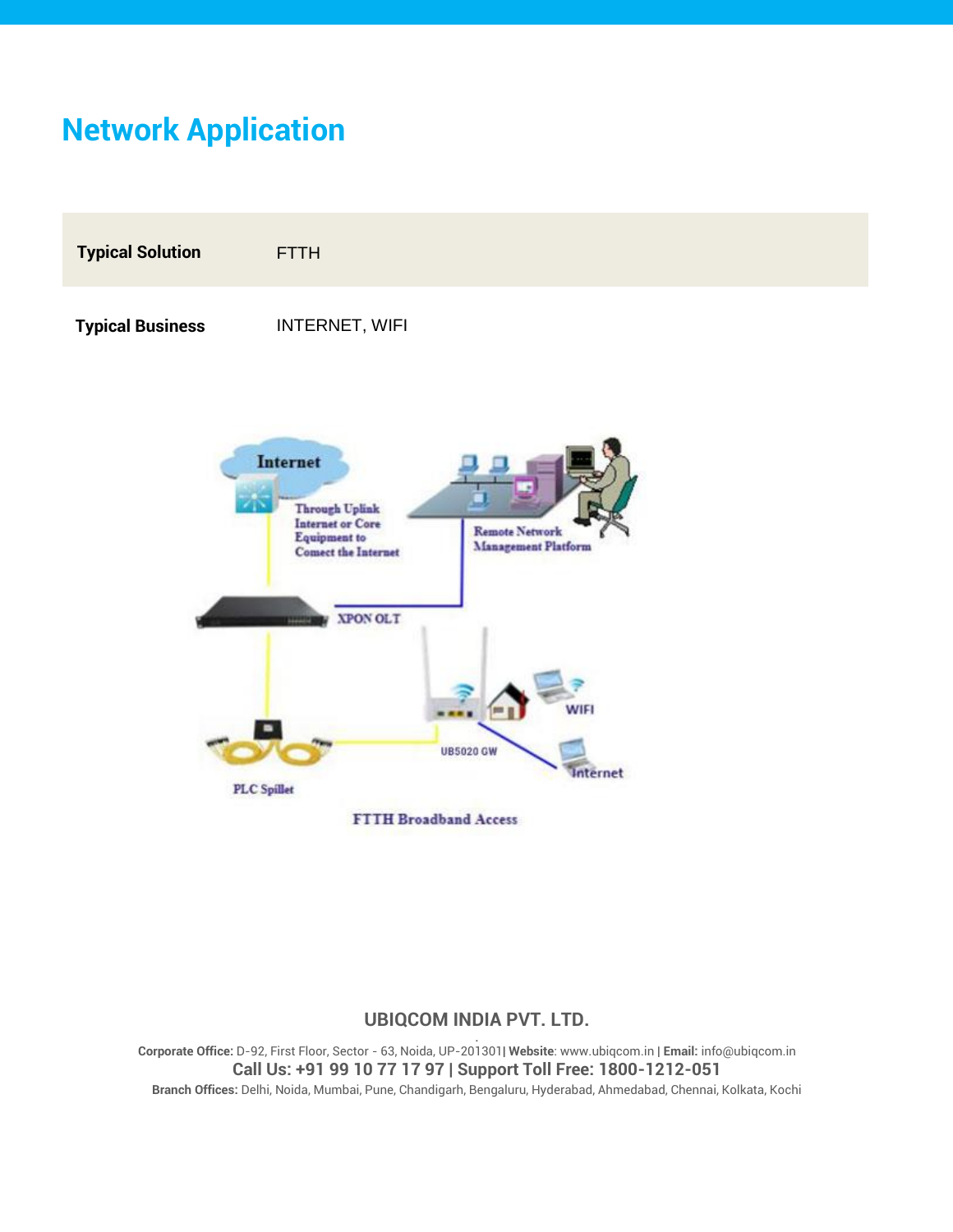## Network Application

| | |
|---|---|
| **Typical Solution** | FTTH |
| **Typical Business** | INTERNET, WIFI |

Internet

Through Uplink Internet or Core Equipment to Comect the Internet

Remote Network Management Platform

XPON OLT

PLC Spillet

UB5020 GW

WIFI

Internet

FTTH Broadband Access

**UBIQCOM INDIA PVT. LTD.**

**Corporate Office:** D-92, First Floor, Sector - 63, Noida, UP-201301 | **Website**: www.ubiqcom.in | **Email:** info@ubiqcom.in

**Call Us: +91 99 10 77 17 97 | Support Toll Free: 1800-1212-051**

**Branch Offices:** Delhi, Noida, Mumbai, Pune, Chandigarh, Bengaluru, Hyderabad, Ahmedabad, Chennai, Kolkata, Kochi